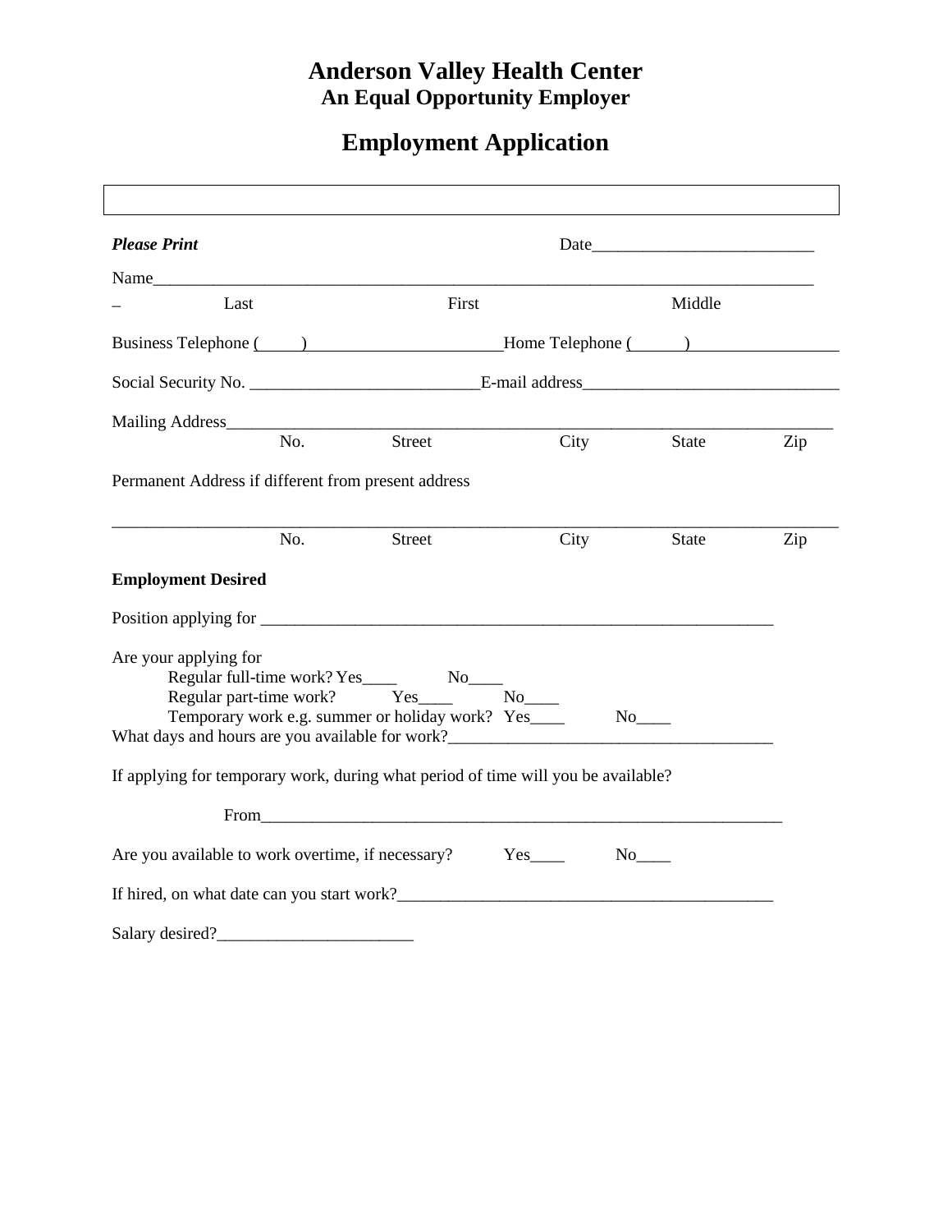# Anderson Valley Health Center

## An Equal Opportunity Employer

# Employment Application

***Please Print*** Date__________________________

Name_________________________________________________________________________

_ Last First Middle

Business Telephone (     ) _______________________Home Telephone (      ) _________________

Social Security No. ___________________________E-mail address______________________________

Mailing Address_________________________________________________________________________

No. Street City State Zip

Permanent Address if different from present address

___________________________________________________________________________________________

No. Street City State Zip

**Employment Desired**

Position applying for _______________________________________________________________

Are your applying for

- Regular full-time work? Yes____ No____
- Regular part-time work? Yes____ No____
- Temporary work e.g. summer or holiday work? Yes____ No____

What days and hours are you available for work?______________________________________

If applying for temporary work, during what period of time will you be available?

From_________________________________________________________________

Are you available to work overtime, if necessary? Yes____ No____

If hired, on what date can you start work?_____________________________________________

Salary desired?_______________________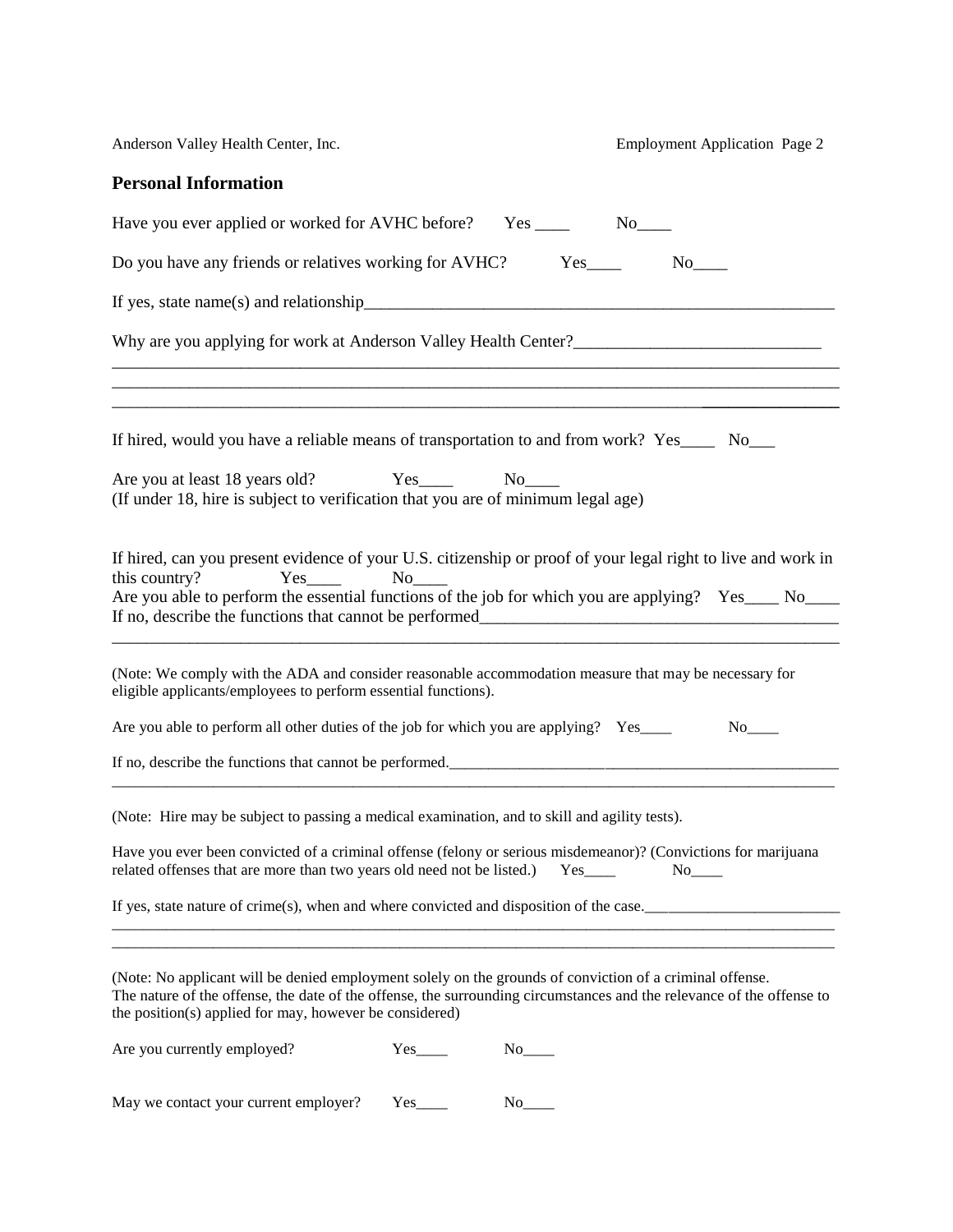## Personal Information

Have you ever applied or worked for AVHC before? Yes ____ No____

Do you have any friends or relatives working for AVHC? Yes____ No____

If yes, state name(s) and relationship_______________________________________________________

Why are you applying for work at Anderson Valley Health Center?_____________________________

_______________________________________________________________________________

_______________________________________________________________________________

_______________________________________________________________________________

If hired, would you have a reliable means of transportation to and from work? Yes____ No___

Are you at least 18 years old? Yes____ No____
(If under 18, hire is subject to verification that you are of minimum legal age)

If hired, can you present evidence of your U.S. citizenship or proof of your legal right to live and work in this country? Yes____ No____

Are you able to perform the essential functions of the job for which you are applying? Yes____ No____

If no, describe the functions that cannot be performed__________________________________________

_______________________________________________________________________________

(Note: We comply with the ADA and consider reasonable accommodation measure that may be necessary for eligible applicants/employees to perform essential functions).

Are you able to perform all other duties of the job for which you are applying? Yes____ No____

If no, describe the functions that cannot be performed.___________________________________________

_______________________________________________________________________________

(Note: Hire may be subject to passing a medical examination, and to skill and agility tests).

Have you ever been convicted of a criminal offense (felony or serious misdemeanor)? (Convictions for marijuana related offenses that are more than two years old need not be listed.) Yes____ No____

If yes, state nature of crime(s), when and where convicted and disposition of the case.________________________

_______________________________________________________________________________

_______________________________________________________________________________

(Note: No applicant will be denied employment solely on the grounds of conviction of a criminal offense. The nature of the offense, the date of the offense, the surrounding circumstances and the relevance of the offense to the position(s) applied for may, however be considered)

Are you currently employed? Yes____ No____

May we contact your current employer? Yes____ No____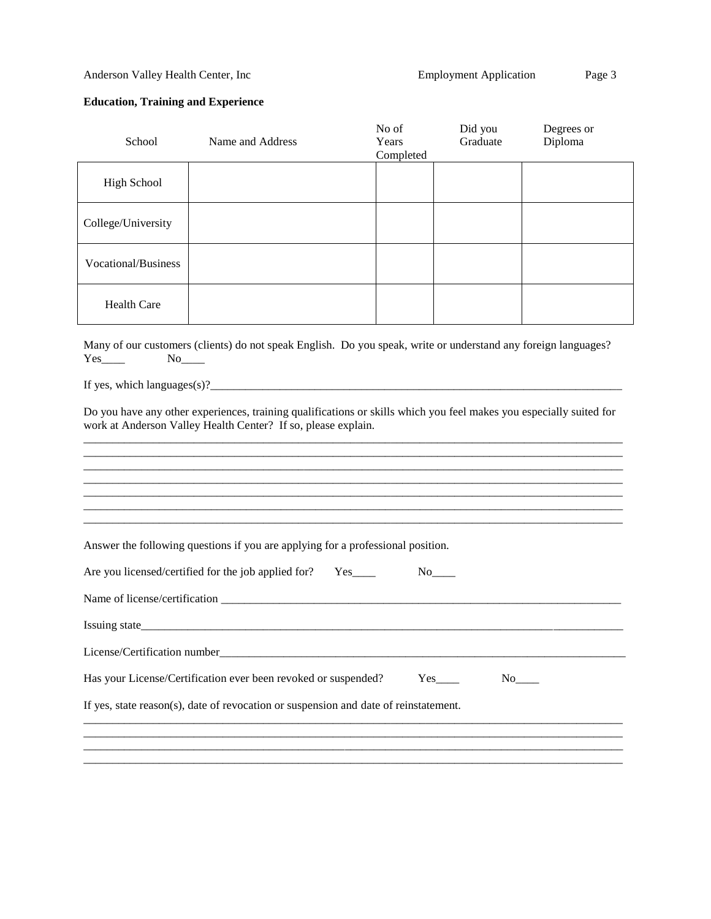**Education, Training and Experience**

| School | Name and Address | No of Years Completed | Did you Graduate | Degrees or Diploma |
|---|---|---|---|---|
| High School | | | | |
| College/University | | | | |
| Vocational/Business | | | | |
| Health Care | | | | |

Many of our customers (clients) do not speak English. Do you speak, write or understand any foreign languages? Yes____ No____

If yes, which languages(s)?____________________________________________________________________________

Do you have any other experiences, training qualifications or skills which you feel makes you especially suited for work at Anderson Valley Health Center? If so, please explain.

______________________________________________________________________________________________
______________________________________________________________________________________________
______________________________________________________________________________________________
______________________________________________________________________________________________
______________________________________________________________________________________________
______________________________________________________________________________________________
______________________________________________________________________________________________

Answer the following questions if you are applying for a professional position.

Are you licensed/certified for the job applied for? Yes____ No____

Name of license/certification ___________________________________________________________________________

Issuing state_________________________________________________________________________________________

License/Certification number___________________________________________________________________________

Has your License/Certification ever been revoked or suspended? Yes____ No____

If yes, state reason(s), date of revocation or suspension and date of reinstatement.

______________________________________________________________________________________________
______________________________________________________________________________________________
______________________________________________________________________________________________
______________________________________________________________________________________________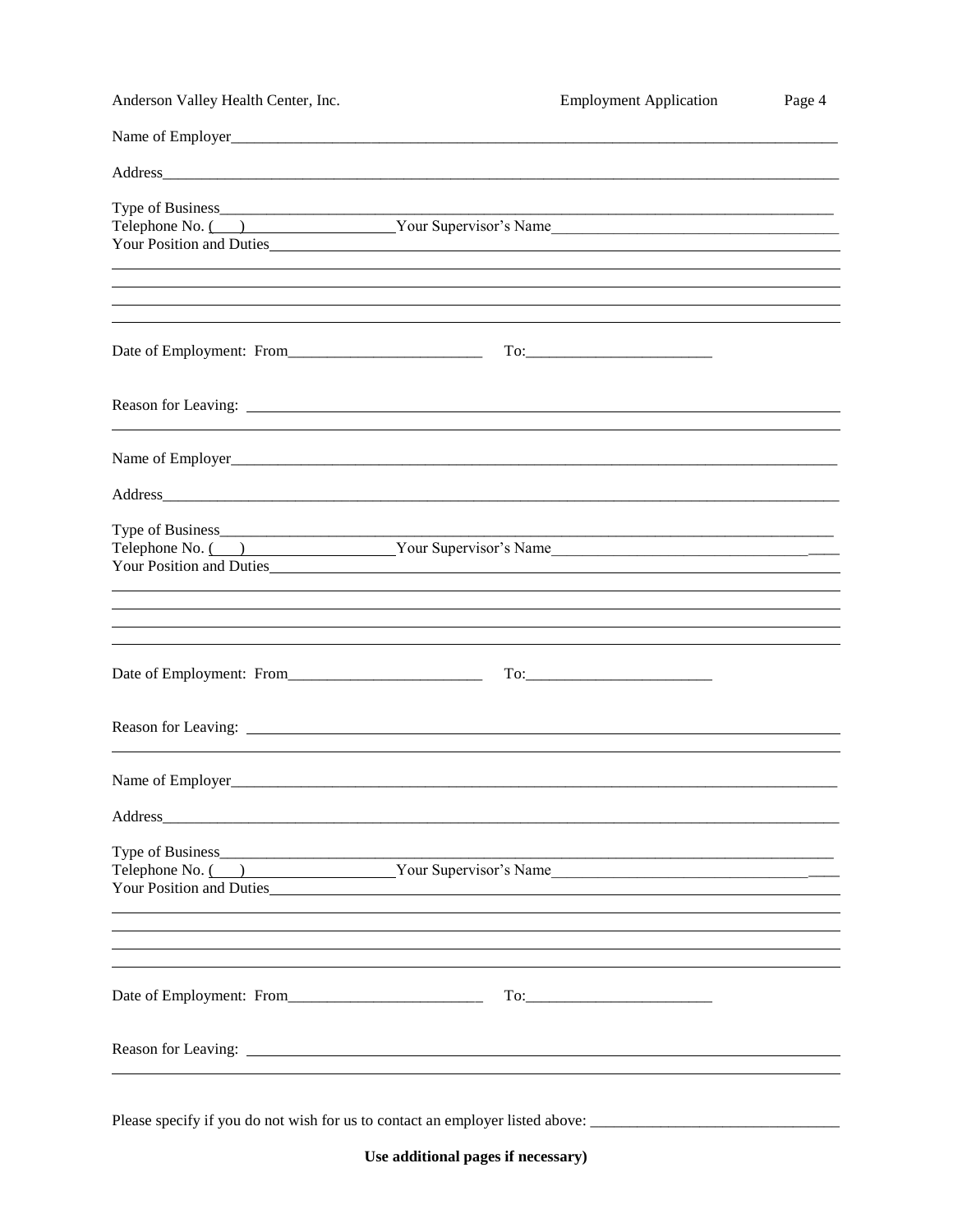Name of Employer_______________________________________________________________________________

Address_______________________________________________________________________________________

Type of Business_______________________________________________________________________________

Telephone No. (___)____________________Your Supervisor's Name_____________________________________

Your Position and Duties___________________________________________________________________

______________________________________________________________________________________________

______________________________________________________________________________________________

______________________________________________________________________________________________

______________________________________________________________________________________________

Date of Employment: From_________________________ To:_________________________

Reason for Leaving: ______________________________________________________________________

______________________________________________________________________________________________

Name of Employer_______________________________________________________________________________

Address_______________________________________________________________________________________

Type of Business_______________________________________________________________________________

Telephone No. (___)____________________Your Supervisor's Name_____________________________________

Your Position and Duties___________________________________________________________________

______________________________________________________________________________________________

______________________________________________________________________________________________

______________________________________________________________________________________________

______________________________________________________________________________________________

Date of Employment: From_________________________ To:_________________________

Reason for Leaving: ______________________________________________________________________

______________________________________________________________________________________________

Name of Employer_______________________________________________________________________________

Address_______________________________________________________________________________________

Type of Business_______________________________________________________________________________

Telephone No. (___)____________________Your Supervisor's Name_____________________________________

Your Position and Duties___________________________________________________________________

______________________________________________________________________________________________

______________________________________________________________________________________________

______________________________________________________________________________________________

______________________________________________________________________________________________

Date of Employment: From_________________________ To:_________________________

Reason for Leaving: ______________________________________________________________________

______________________________________________________________________________________________

Please specify if you do not wish for us to contact an employer listed above: _________________________________

**Use additional pages if necessary)**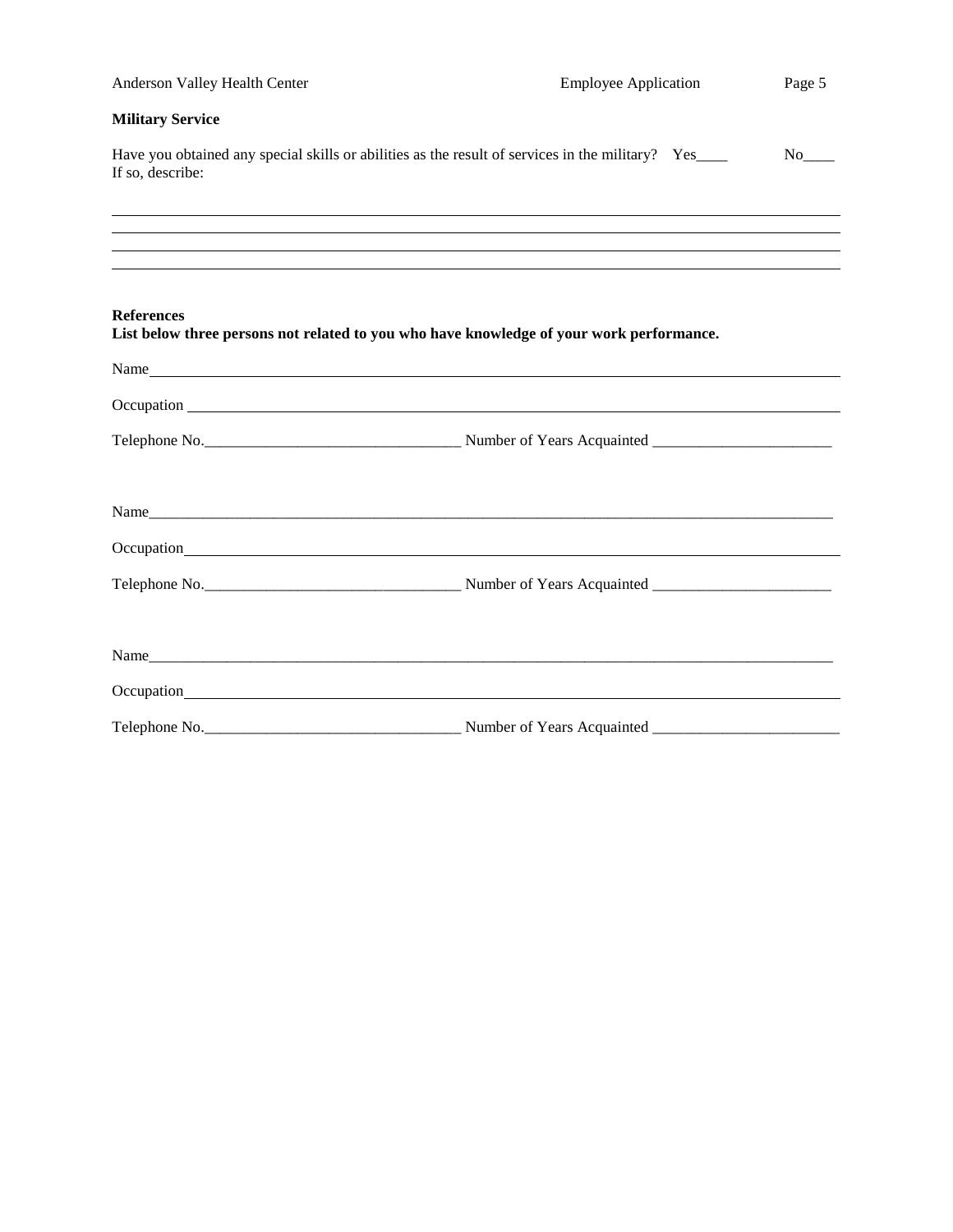**Military Service**

Have you obtained any special skills or abilities as the result of services in the military? Yes____ No____
If so, describe:

______________________________________________________________________________

______________________________________________________________________________

______________________________________________________________________________

______________________________________________________________________________

**References**
**List below three persons not related to you who have knowledge of your work performance.**

Name______________________________________________________________________

Occupation _________________________________________________________________

Telephone No.________________________________ Number of Years Acquainted ______________________

Name______________________________________________________________________

Occupation_________________________________________________________________

Telephone No.________________________________ Number of Years Acquainted ______________________

Name______________________________________________________________________

Occupation_________________________________________________________________

Telephone No.________________________________ Number of Years Acquainted ______________________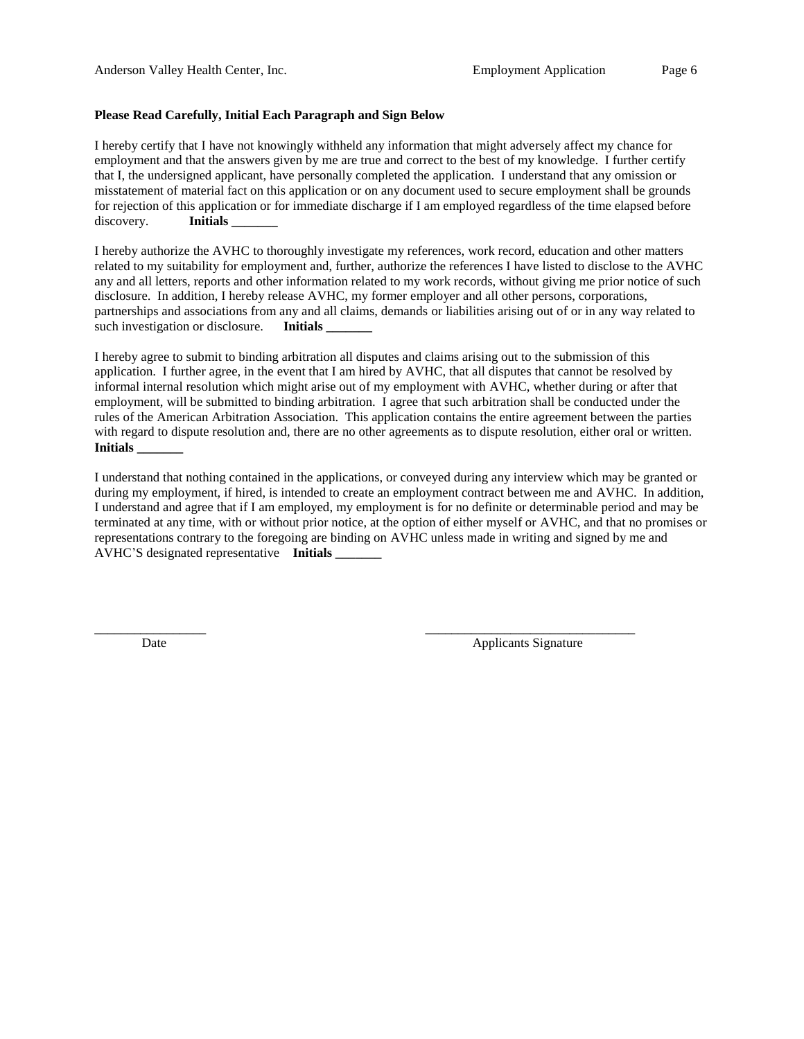**Please Read Carefully, Initial Each Paragraph and Sign Below**

I hereby certify that I have not knowingly withheld any information that might adversely affect my chance for employment and that the answers given by me are true and correct to the best of my knowledge. I further certify that I, the undersigned applicant, have personally completed the application. I understand that any omission or misstatement of material fact on this application or on any document used to secure employment shall be grounds for rejection of this application or for immediate discharge if I am employed regardless of the time elapsed before discovery. **Initials _______**

I hereby authorize the AVHC to thoroughly investigate my references, work record, education and other matters related to my suitability for employment and, further, authorize the references I have listed to disclose to the AVHC any and all letters, reports and other information related to my work records, without giving me prior notice of such disclosure. In addition, I hereby release AVHC, my former employer and all other persons, corporations, partnerships and associations from any and all claims, demands or liabilities arising out of or in any way related to such investigation or disclosure. **Initials _______**

I hereby agree to submit to binding arbitration all disputes and claims arising out to the submission of this application. I further agree, in the event that I am hired by AVHC, that all disputes that cannot be resolved by informal internal resolution which might arise out of my employment with AVHC, whether during or after that employment, will be submitted to binding arbitration. I agree that such arbitration shall be conducted under the rules of the American Arbitration Association. This application contains the entire agreement between the parties with regard to dispute resolution and, there are no other agreements as to dispute resolution, either oral or written. **Initials _______**

I understand that nothing contained in the applications, or conveyed during any interview which may be granted or during my employment, if hired, is intended to create an employment contract between me and AVHC. In addition, I understand and agree that if I am employed, my employment is for no definite or determinable period and may be terminated at any time, with or without prior notice, at the option of either myself or AVHC, and that no promises or representations contrary to the foregoing are binding on AVHC unless made in writing and signed by me and AVHC'S designated representative **Initials _______**

_________________ ________________________________

Date Applicants Signature